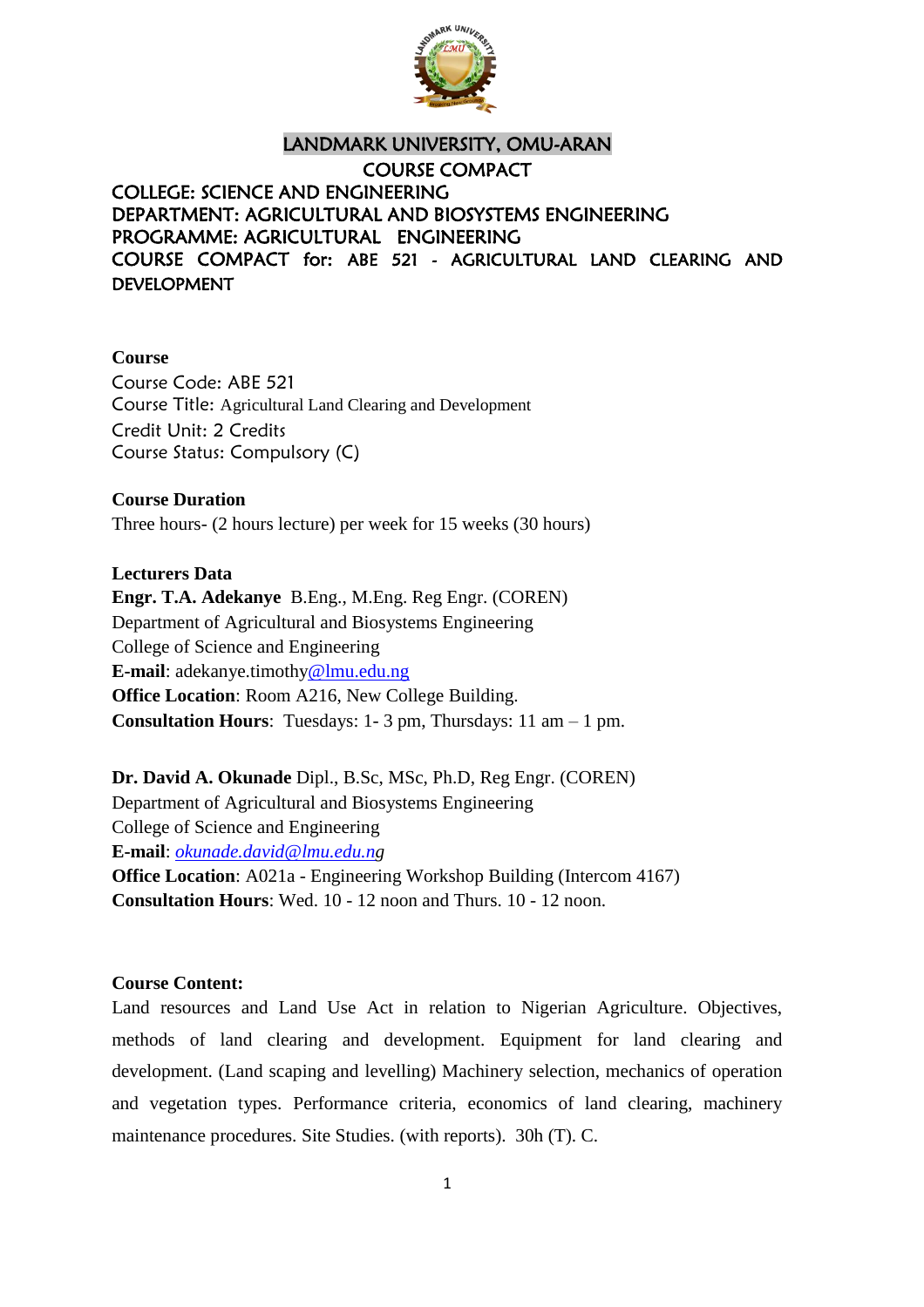# LANDMARK UNIVERSITY, OMU-ARAN

## COURSE COMPACT

**COLLEGE: SCIENCE AND ENGINEERING**
**DEPARTMENT: AGRICULTURAL AND BIOSYSTEMS ENGINEERING**
**PROGRAMME: AGRICULTURAL ENGINEERING**
**COURSE COMPACT for: ABE 521 - AGRICULTURAL LAND CLEARING AND DEVELOPMENT**

**Course**
Course Code: ABE 521
Course Title: Agricultural Land Clearing and Development
Credit Unit: 2 Credits
Course Status: Compulsory (C)

**Course Duration**
Three hours- (2 hours lecture) per week for 15 weeks (30 hours)

**Lecturers Data**
**Engr. T.A. Adekanye** B.Eng., M.Eng. Reg Engr. (COREN)
Department of Agricultural and Biosystems Engineering
College of Science and Engineering
**E-mail**: adekanye.timothy@lmu.edu.ng
**Office Location**: Room A216, New College Building.
**Consultation Hours**: Tuesdays: 1- 3 pm, Thursdays: 11 am – 1 pm.

**Dr. David A. Okunade** Dipl., B.Sc, MSc, Ph.D, Reg Engr. (COREN)
Department of Agricultural and Biosystems Engineering
College of Science and Engineering
**E-mail**: *okunade.david@lmu.edu.ng*
**Office Location**: A021a - Engineering Workshop Building (Intercom 4167)
**Consultation Hours**: Wed. 10 - 12 noon and Thurs. 10 - 12 noon.

**Course Content:**
Land resources and Land Use Act in relation to Nigerian Agriculture. Objectives, methods of land clearing and development. Equipment for land clearing and development. (Land scaping and levelling) Machinery selection, mechanics of operation and vegetation types. Performance criteria, economics of land clearing, machinery maintenance procedures. Site Studies. (with reports). 30h (T). C.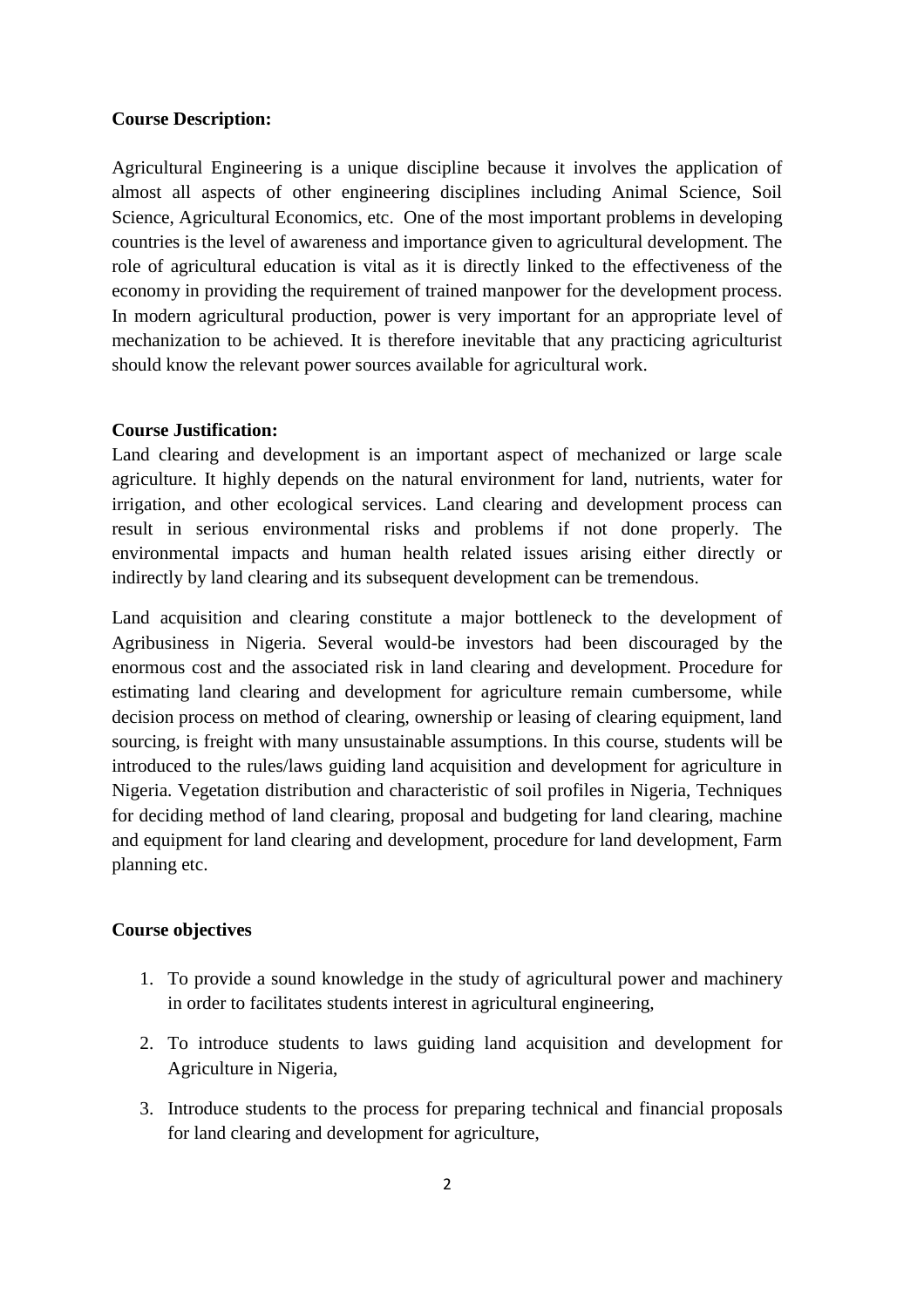**Course Description:**

Agricultural Engineering is a unique discipline because it involves the application of almost all aspects of other engineering disciplines including Animal Science, Soil Science, Agricultural Economics, etc. One of the most important problems in developing countries is the level of awareness and importance given to agricultural development. The role of agricultural education is vital as it is directly linked to the effectiveness of the economy in providing the requirement of trained manpower for the development process. In modern agricultural production, power is very important for an appropriate level of mechanization to be achieved. It is therefore inevitable that any practicing agriculturist should know the relevant power sources available for agricultural work.

**Course Justification:**

Land clearing and development is an important aspect of mechanized or large scale agriculture. It highly depends on the natural environment for land, nutrients, water for irrigation, and other ecological services. Land clearing and development process can result in serious environmental risks and problems if not done properly. The environmental impacts and human health related issues arising either directly or indirectly by land clearing and its subsequent development can be tremendous.

Land acquisition and clearing constitute a major bottleneck to the development of Agribusiness in Nigeria. Several would-be investors had been discouraged by the enormous cost and the associated risk in land clearing and development. Procedure for estimating land clearing and development for agriculture remain cumbersome, while decision process on method of clearing, ownership or leasing of clearing equipment, land sourcing, is freight with many unsustainable assumptions. In this course, students will be introduced to the rules/laws guiding land acquisition and development for agriculture in Nigeria. Vegetation distribution and characteristic of soil profiles in Nigeria, Techniques for deciding method of land clearing, proposal and budgeting for land clearing, machine and equipment for land clearing and development, procedure for land development, Farm planning etc.

**Course objectives**

1. To provide a sound knowledge in the study of agricultural power and machinery in order to facilitates students interest in agricultural engineering,
2. To introduce students to laws guiding land acquisition and development for Agriculture in Nigeria,
3. Introduce students to the process for preparing technical and financial proposals for land clearing and development for agriculture,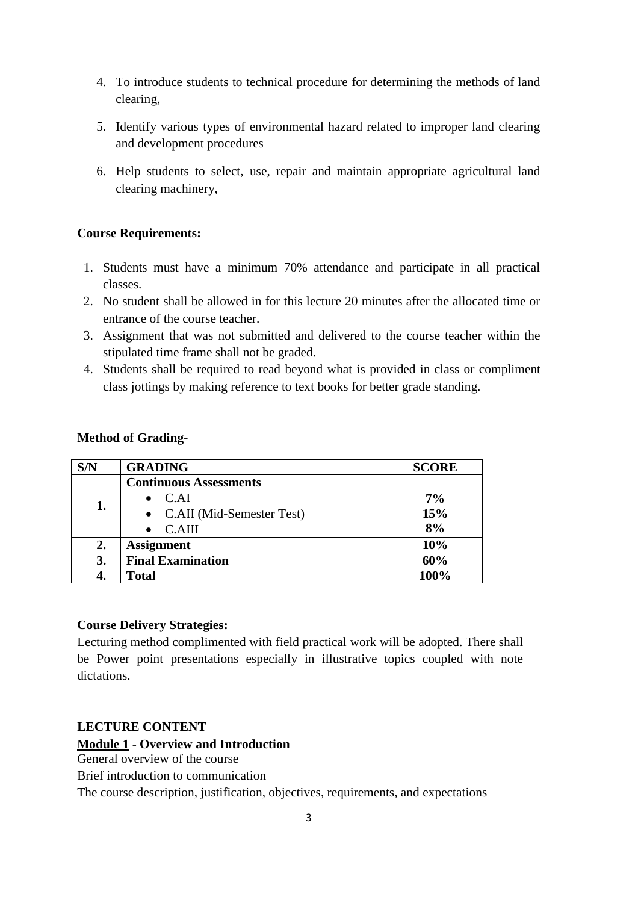4. To introduce students to technical procedure for determining the methods of land clearing,
5. Identify various types of environmental hazard related to improper land clearing and development procedures
6. Help students to select, use, repair and maintain appropriate agricultural land clearing machinery,

**Course Requirements:**

1. Students must have a minimum 70% attendance and participate in all practical classes.
2. No student shall be allowed in for this lecture 20 minutes after the allocated time or entrance of the course teacher.
3. Assignment that was not submitted and delivered to the course teacher within the stipulated time frame shall not be graded.
4. Students shall be required to read beyond what is provided in class or compliment class jottings by making reference to text books for better grade standing.

**Method of Grading-**

| S/N | GRADING | SCORE |
|---|---|---|
| **1.** | **Continuous Assessments**<br>• C.AI<br>• C.AII (Mid-Semester Test)<br>• C.AIII | <br>**7%**<br>**15%**<br>**8%** |
| **2.** | **Assignment** | **10%** |
| **3.** | **Final Examination** | **60%** |
| **4.** | **Total** | **100%** |

**Course Delivery Strategies:**

Lecturing method complimented with field practical work will be adopted. There shall be Power point presentations especially in illustrative topics coupled with note dictations.

**LECTURE CONTENT**

**Module 1 - Overview and Introduction**

General overview of the course

Brief introduction to communication

The course description, justification, objectives, requirements, and expectations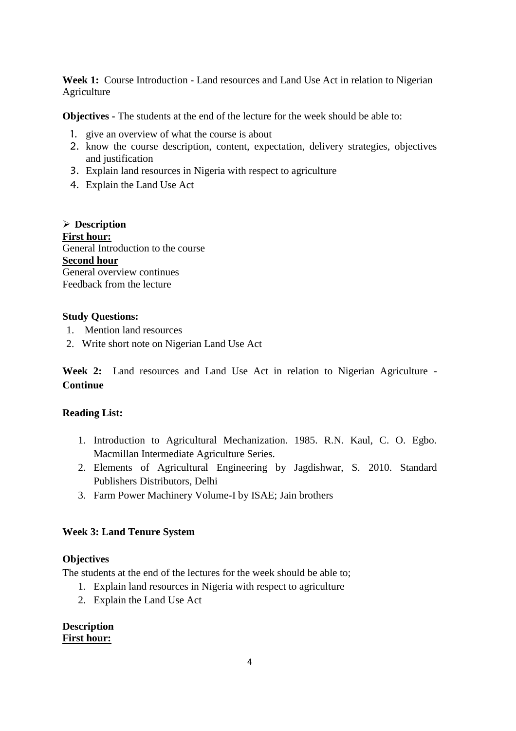**Week 1:** Course Introduction - Land resources and Land Use Act in relation to Nigerian Agriculture

**Objectives -** The students at the end of the lecture for the week should be able to:

1. give an overview of what the course is about
2. know the course description, content, expectation, delivery strategies, objectives and justification
3. Explain land resources in Nigeria with respect to agriculture
4. Explain the Land Use Act

- **Description**

**First hour:**

General Introduction to the course

**Second hour**

General overview continues

Feedback from the lecture

**Study Questions:**

1. Mention land resources
2. Write short note on Nigerian Land Use Act

**Week 2:** Land resources and Land Use Act in relation to Nigerian Agriculture - **Continue**

**Reading List:**

1. Introduction to Agricultural Mechanization. 1985. R.N. Kaul, C. O. Egbo. Macmillan Intermediate Agriculture Series.
2. Elements of Agricultural Engineering by Jagdishwar, S. 2010. Standard Publishers Distributors, Delhi
3. Farm Power Machinery Volume-I by ISAE; Jain brothers

**Week 3: Land Tenure System**

**Objectives**

The students at the end of the lectures for the week should be able to;

1. Explain land resources in Nigeria with respect to agriculture
2. Explain the Land Use Act

**Description**

**First hour:**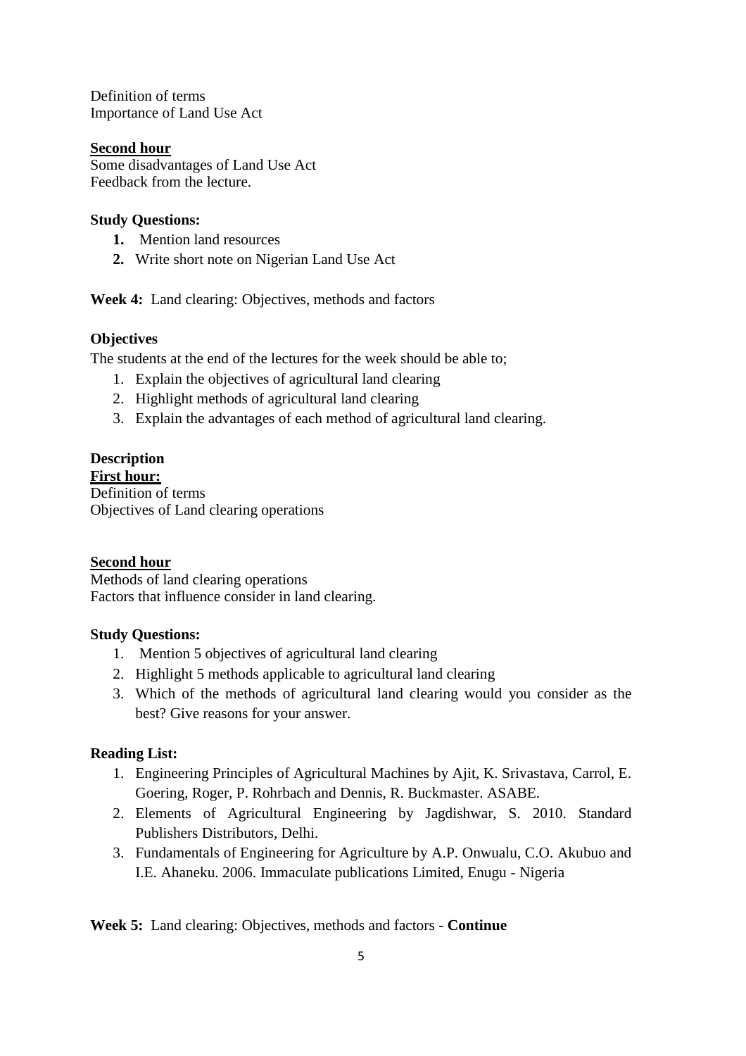Definition of terms
Importance of Land Use Act

**Second hour**
Some disadvantages of Land Use Act
Feedback from the lecture.

**Study Questions:**

1. Mention land resources
2. Write short note on Nigerian Land Use Act

**Week 4:** Land clearing: Objectives, methods and factors

**Objectives**

The students at the end of the lectures for the week should be able to;

1. Explain the objectives of agricultural land clearing
2. Highlight methods of agricultural land clearing
3. Explain the advantages of each method of agricultural land clearing.

**Description**

**First hour:**
Definition of terms
Objectives of Land clearing operations

**Second hour**
Methods of land clearing operations
Factors that influence consider in land clearing.

**Study Questions:**

1. Mention 5 objectives of agricultural land clearing
2. Highlight 5 methods applicable to agricultural land clearing
3. Which of the methods of agricultural land clearing would you consider as the best? Give reasons for your answer.

**Reading List:**

1. Engineering Principles of Agricultural Machines by Ajit, K. Srivastava, Carrol, E. Goering, Roger, P. Rohrbach and Dennis, R. Buckmaster. ASABE.
2. Elements of Agricultural Engineering by Jagdishwar, S. 2010. Standard Publishers Distributors, Delhi.
3. Fundamentals of Engineering for Agriculture by A.P. Onwualu, C.O. Akubuo and I.E. Ahaneku. 2006. Immaculate publications Limited, Enugu - Nigeria

**Week 5:** Land clearing: Objectives, methods and factors - **Continue**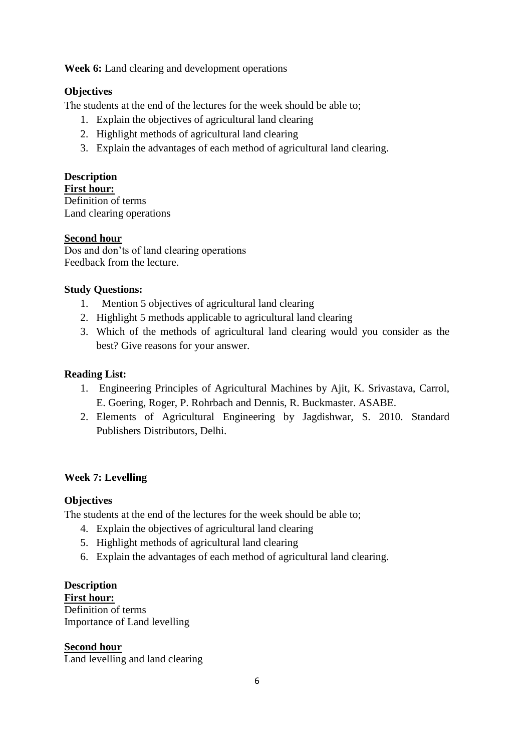**Week 6:** Land clearing and development operations

**Objectives**

The students at the end of the lectures for the week should be able to;

1. Explain the objectives of agricultural land clearing
2. Highlight methods of agricultural land clearing
3. Explain the advantages of each method of agricultural land clearing.

**Description**

**First hour:**

Definition of terms

Land clearing operations

**Second hour**

Dos and don't's of land clearing operations

Feedback from the lecture.

**Study Questions:**

1. Mention 5 objectives of agricultural land clearing
2. Highlight 5 methods applicable to agricultural land clearing
3. Which of the methods of agricultural land clearing would you consider as the best? Give reasons for your answer.

**Reading List:**

1. Engineering Principles of Agricultural Machines by Ajit, K. Srivastava, Carrol, E. Goering, Roger, P. Rohrbach and Dennis, R. Buckmaster. ASABE.
2. Elements of Agricultural Engineering by Jagdishwar, S. 2010. Standard Publishers Distributors, Delhi.

**Week 7: Levelling**

**Objectives**

The students at the end of the lectures for the week should be able to;

4. Explain the objectives of agricultural land clearing
5. Highlight methods of agricultural land clearing
6. Explain the advantages of each method of agricultural land clearing.

**Description**

**First hour:**

Definition of terms

Importance of Land levelling

**Second hour**

Land levelling and land clearing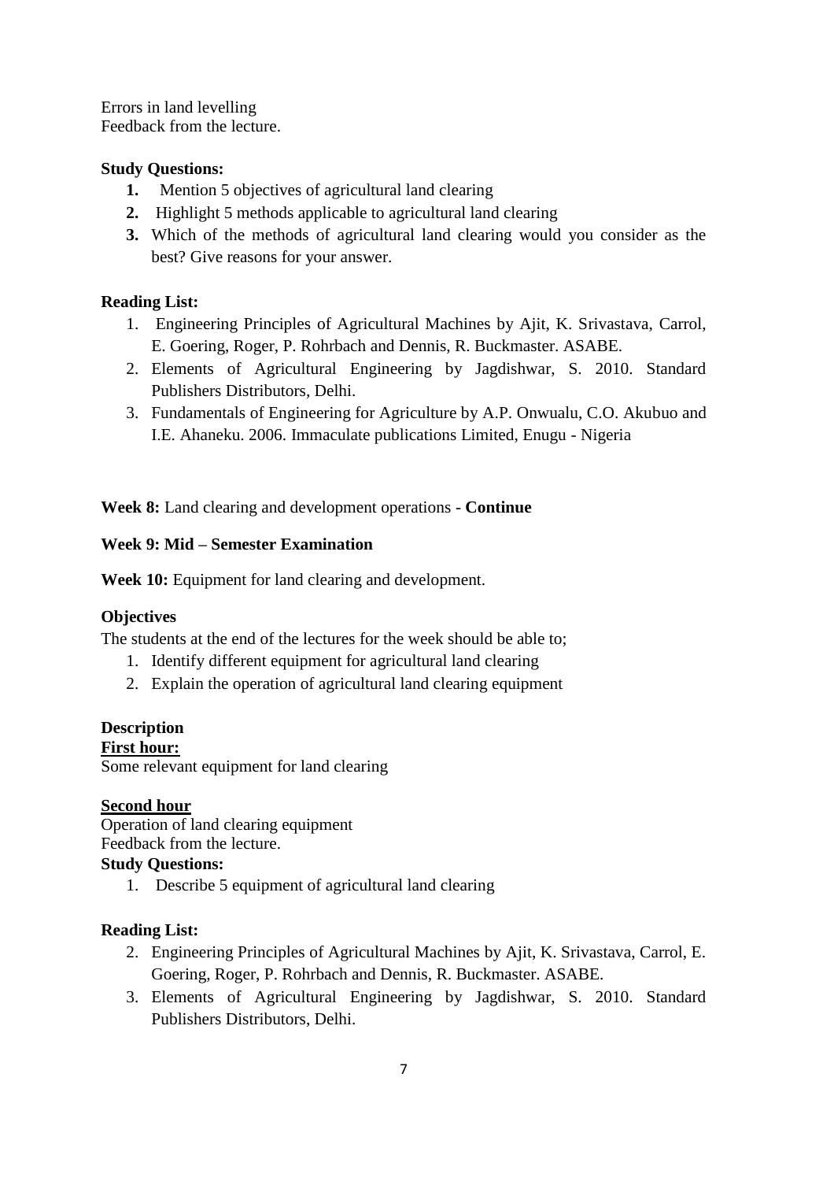Errors in land levelling
Feedback from the lecture.

**Study Questions:**

1. Mention 5 objectives of agricultural land clearing
2. Highlight 5 methods applicable to agricultural land clearing
3. Which of the methods of agricultural land clearing would you consider as the best? Give reasons for your answer.

**Reading List:**

1. Engineering Principles of Agricultural Machines by Ajit, K. Srivastava, Carrol, E. Goering, Roger, P. Rohrbach and Dennis, R. Buckmaster. ASABE.
2. Elements of Agricultural Engineering by Jagdishwar, S. 2010. Standard Publishers Distributors, Delhi.
3. Fundamentals of Engineering for Agriculture by A.P. Onwualu, C.O. Akubuo and I.E. Ahaneku. 2006. Immaculate publications Limited, Enugu - Nigeria

**Week 8:** Land clearing and development operations - **Continue**

**Week 9: Mid – Semester Examination**

**Week 10:** Equipment for land clearing and development.

**Objectives**

The students at the end of the lectures for the week should be able to;

1. Identify different equipment for agricultural land clearing
2. Explain the operation of agricultural land clearing equipment

**Description**

**First hour:**

Some relevant equipment for land clearing

**Second hour**

Operation of land clearing equipment
Feedback from the lecture.

**Study Questions:**

1. Describe 5 equipment of agricultural land clearing

**Reading List:**

2. Engineering Principles of Agricultural Machines by Ajit, K. Srivastava, Carrol, E. Goering, Roger, P. Rohrbach and Dennis, R. Buckmaster. ASABE.
3. Elements of Agricultural Engineering by Jagdishwar, S. 2010. Standard Publishers Distributors, Delhi.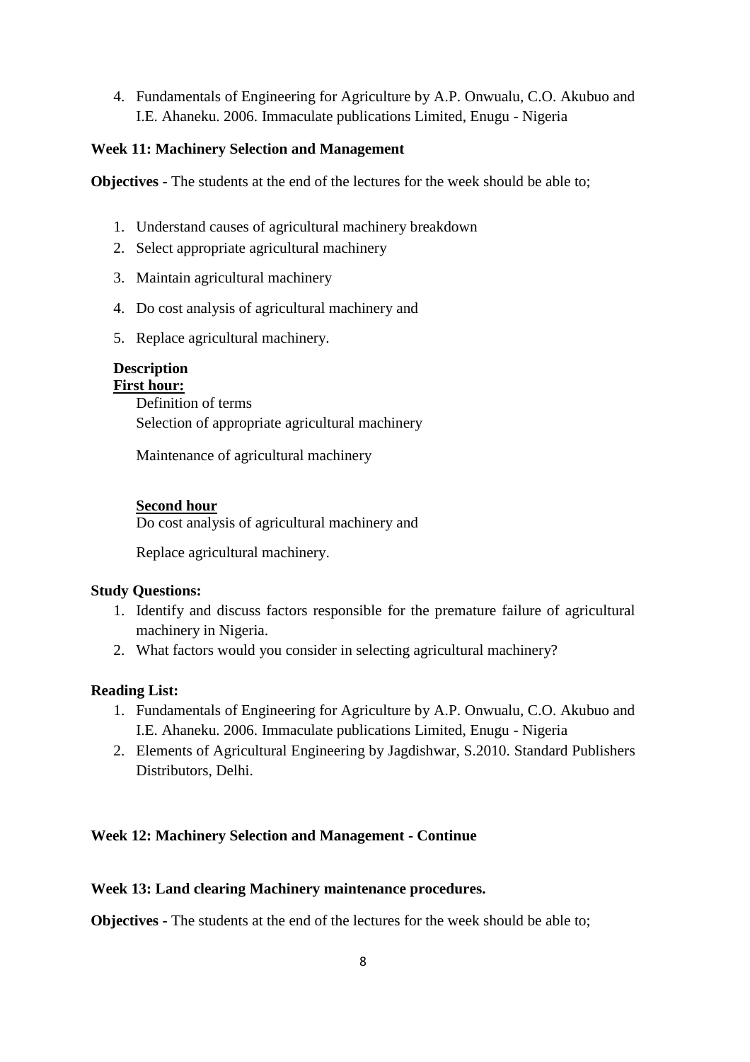4. Fundamentals of Engineering for Agriculture by A.P. Onwualu, C.O. Akubuo and I.E. Ahaneku. 2006. Immaculate publications Limited, Enugu - Nigeria

**Week 11: Machinery Selection and Management**

**Objectives -** The students at the end of the lectures for the week should be able to;

1. Understand causes of agricultural machinery breakdown
2. Select appropriate agricultural machinery
3. Maintain agricultural machinery
4. Do cost analysis of agricultural machinery and
5. Replace agricultural machinery.

**Description**

**First hour:**

Definition of terms

Selection of appropriate agricultural machinery

Maintenance of agricultural machinery

**Second hour**

Do cost analysis of agricultural machinery and

Replace agricultural machinery.

**Study Questions:**

1. Identify and discuss factors responsible for the premature failure of agricultural machinery in Nigeria.
2. What factors would you consider in selecting agricultural machinery?

**Reading List:**

1. Fundamentals of Engineering for Agriculture by A.P. Onwualu, C.O. Akubuo and I.E. Ahaneku. 2006. Immaculate publications Limited, Enugu - Nigeria
2. Elements of Agricultural Engineering by Jagdishwar, S.2010. Standard Publishers Distributors, Delhi.

**Week 12: Machinery Selection and Management - Continue**

**Week 13: Land clearing Machinery maintenance procedures.**

**Objectives -** The students at the end of the lectures for the week should be able to;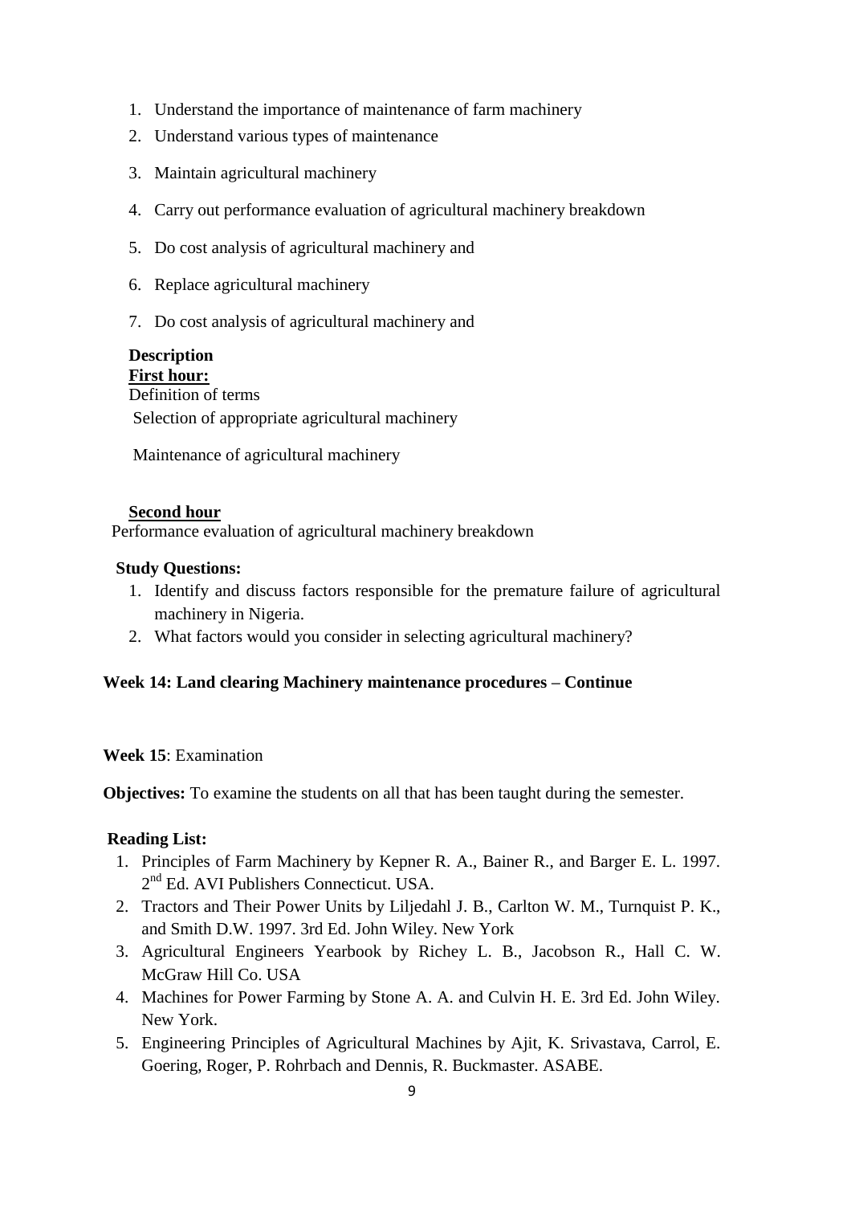1. Understand the importance of maintenance of farm machinery
2. Understand various types of maintenance
3. Maintain agricultural machinery
4. Carry out performance evaluation of agricultural machinery breakdown
5. Do cost analysis of agricultural machinery and
6. Replace agricultural machinery
7. Do cost analysis of agricultural machinery and

**Description**

**First hour:**

Definition of terms

Selection of appropriate agricultural machinery

Maintenance of agricultural machinery

**Second hour**

Performance evaluation of agricultural machinery breakdown

**Study Questions:**

1. Identify and discuss factors responsible for the premature failure of agricultural machinery in Nigeria.
2. What factors would you consider in selecting agricultural machinery?

**Week 14: Land clearing Machinery maintenance procedures – Continue**

**Week 15**: Examination

**Objectives:** To examine the students on all that has been taught during the semester.

**Reading List:**

1. Principles of Farm Machinery by Kepner R. A., Bainer R., and Barger E. L. 1997. 2nd Ed. AVI Publishers Connecticut. USA.
2. Tractors and Their Power Units by Liljedahl J. B., Carlton W. M., Turnquist P. K., and Smith D.W. 1997. 3rd Ed. John Wiley. New York
3. Agricultural Engineers Yearbook by Richey L. B., Jacobson R., Hall C. W. McGraw Hill Co. USA
4. Machines for Power Farming by Stone A. A. and Culvin H. E. 3rd Ed. John Wiley. New York.
5. Engineering Principles of Agricultural Machines by Ajit, K. Srivastava, Carrol, E. Goering, Roger, P. Rohrbach and Dennis, R. Buckmaster. ASABE.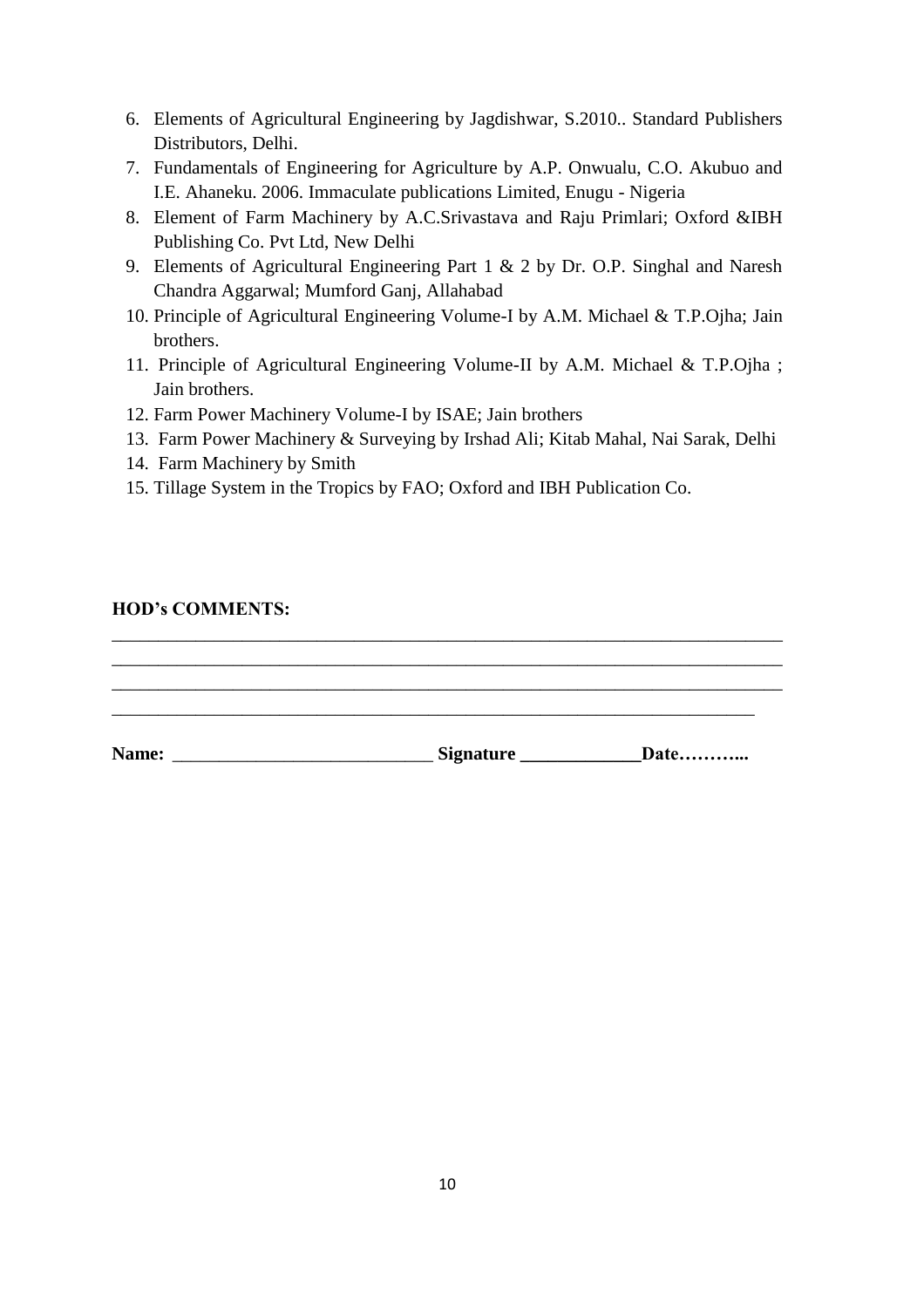6. Elements of Agricultural Engineering by Jagdishwar, S.2010.. Standard Publishers Distributors, Delhi.
7. Fundamentals of Engineering for Agriculture by A.P. Onwualu, C.O. Akubuo and I.E. Ahaneku. 2006. Immaculate publications Limited, Enugu - Nigeria
8. Element of Farm Machinery by A.C.Srivastava and Raju Primlari; Oxford &IBH Publishing Co. Pvt Ltd, New Delhi
9. Elements of Agricultural Engineering Part 1 & 2 by Dr. O.P. Singhal and Naresh Chandra Aggarwal; Mumford Ganj, Allahabad
10. Principle of Agricultural Engineering Volume-I by A.M. Michael & T.P.Ojha; Jain brothers.
11. Principle of Agricultural Engineering Volume-II by A.M. Michael & T.P.Ojha ; Jain brothers.
12. Farm Power Machinery Volume-I by ISAE; Jain brothers
13. Farm Power Machinery & Surveying by Irshad Ali; Kitab Mahal, Nai Sarak, Delhi
14. Farm Machinery by Smith
15. Tillage System in the Tropics by FAO; Oxford and IBH Publication Co.

**HOD's COMMENTS:**

___________________________________________________________________________
___________________________________________________________________________
___________________________________________________________________________
_________________________________________________________________________

**Name:** ____________________________ **Signature** _____________**Date………...**